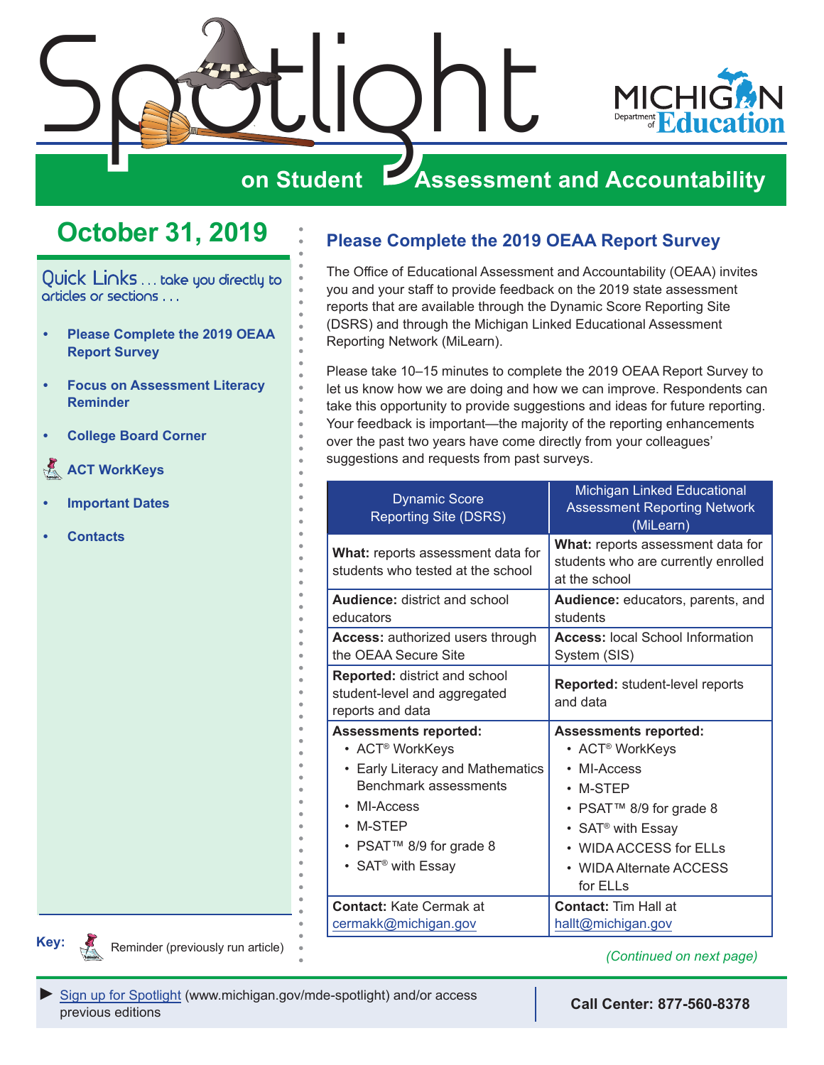# Spotlight on Student Assessment and Accountability

## October 31, 2019

Quick Links . . . take you directly to articles or sections . . .

- Please Complete the 2019 OEAA Report Survey
- Focus on Assessment Literacy Reminder
- College Board Corner
- ACT WorkKeys
- Important Dates
- Contacts

**Key:** Reminder (previously run article)

## Please Complete the 2019 OEAA Report Survey

The Office of Educational Assessment and Accountability (OEAA) invites you and your staff to provide feedback on the 2019 state assessment reports that are available through the Dynamic Score Reporting Site (DSRS) and through the Michigan Linked Educational Assessment Reporting Network (MiLearn).

Please take 10–15 minutes to complete the 2019 OEAA Report Survey to let us know how we are doing and how we can improve. Respondents can take this opportunity to provide suggestions and ideas for future reporting. Your feedback is important—the majority of the reporting enhancements over the past two years have come directly from your colleagues' suggestions and requests from past surveys.

| Dynamic Score Reporting Site (DSRS) | Michigan Linked Educational Assessment Reporting Network (MiLearn) |
|---|---|
| **What:** reports assessment data for students who tested at the school | **What:** reports assessment data for students who are currently enrolled at the school |
| **Audience:** district and school educators | **Audience:** educators, parents, and students |
| **Access:** authorized users through the OEAA Secure Site | **Access:** local School Information System (SIS) |
| **Reported:** district and school student-level and aggregated reports and data | **Reported:** student-level reports and data |
| **Assessments reported:** <br>• ACT® WorkKeys <br>• Early Literacy and Mathematics Benchmark assessments <br>• MI-Access <br>• M-STEP <br>• PSAT™ 8/9 for grade 8 <br>• SAT® with Essay | **Assessments reported:** <br>• ACT® WorkKeys <br>• MI-Access <br>• M-STEP <br>• PSAT™ 8/9 for grade 8 <br>• SAT® with Essay <br>• WIDA ACCESS for ELLs <br>• WIDA Alternate ACCESS for ELLs |
| **Contact:** Kate Cermak at cermakk@michigan.gov | **Contact:** Tim Hall at hallt@michigan.gov |

*(Continued on next page)*

► Sign up for Spotlight (www.michigan.gov/mde-spotlight) and/or access previous editions

**Call Center: 877-560-8378**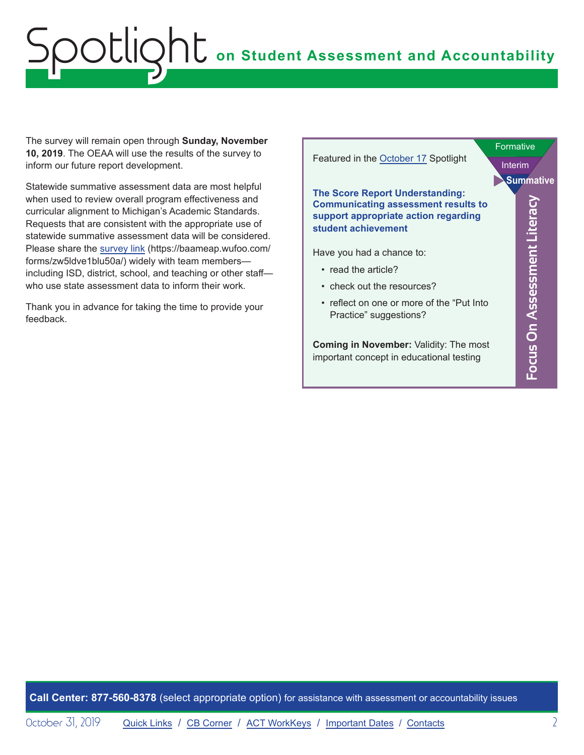The survey will remain open through **Sunday, November 10, 2019**. The OEAA will use the results of the survey to inform our future report development.

Statewide summative assessment data are most helpful when used to review overall program effectiveness and curricular alignment to Michigan's Academic Standards. Requests that are consistent with the appropriate use of statewide summative assessment data will be considered. Please share the survey link (https://baameap.wufoo.com/forms/zw5ldve1blu50a/) widely with team members—including ISD, district, school, and teaching or other staff—who use state assessment data to inform their work.

Thank you in advance for taking the time to provide your feedback.

---

**Focus On Assessment Literacy**

Formative / Interim / **Summative**

Featured in the October 17 Spotlight

**The Score Report Understanding: Communicating assessment results to support appropriate action regarding student achievement**

Have you had a chance to:

- read the article?
- check out the resources?
- reflect on one or more of the "Put Into Practice" suggestions?

**Coming in November:** Validity: The most important concept in educational testing

---

**Call Center: 877-560-8378** (select appropriate option) for assistance with assessment or accountability issues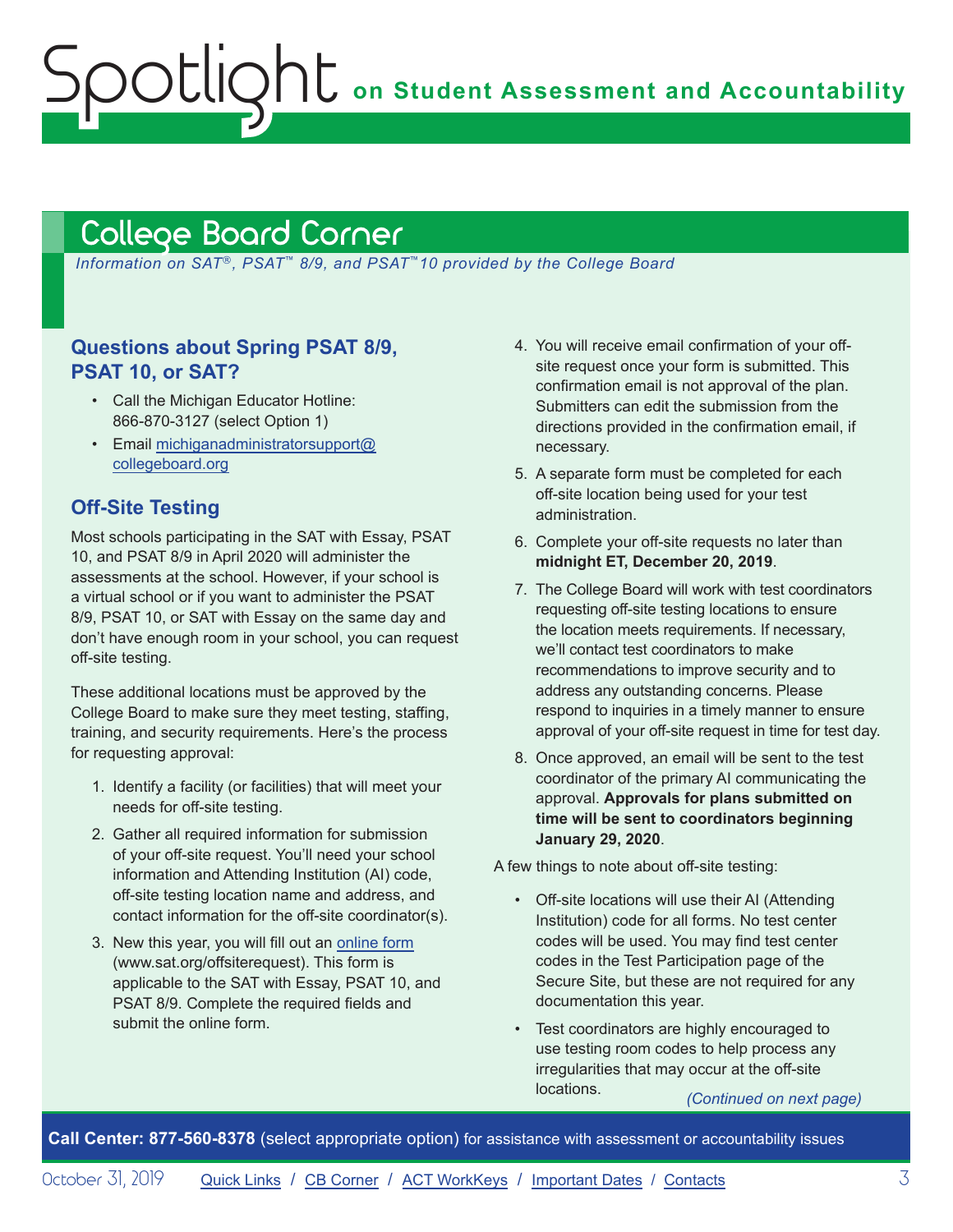## College Board Corner

*Information on SAT®, PSAT™ 8/9, and PSAT™10 provided by the College Board*

### Questions about Spring PSAT 8/9, PSAT 10, or SAT?

- Call the Michigan Educator Hotline: 866-870-3127 (select Option 1)
- Email [michiganadministratorsupport@collegeboard.org](mailto:michiganadministratorsupport@collegeboard.org)

### Off-Site Testing

Most schools participating in the SAT with Essay, PSAT 10, and PSAT 8/9 in April 2020 will administer the assessments at the school. However, if your school is a virtual school or if you want to administer the PSAT 8/9, PSAT 10, or SAT with Essay on the same day and don't have enough room in your school, you can request off-site testing.

These additional locations must be approved by the College Board to make sure they meet testing, staffing, training, and security requirements. Here's the process for requesting approval:

1. Identify a facility (or facilities) that will meet your needs for off-site testing.
2. Gather all required information for submission of your off-site request. You'll need your school information and Attending Institution (AI) code, off-site testing location name and address, and contact information for the off-site coordinator(s).
3. New this year, you will fill out an [online form](http://www.sat.org/offsiterequest) (www.sat.org/offsiterequest). This form is applicable to the SAT with Essay, PSAT 10, and PSAT 8/9. Complete the required fields and submit the online form.
4. You will receive email confirmation of your off-site request once your form is submitted. This confirmation email is not approval of the plan. Submitters can edit the submission from the directions provided in the confirmation email, if necessary.
5. A separate form must be completed for each off-site location being used for your test administration.
6. Complete your off-site requests no later than **midnight ET, December 20, 2019**.
7. The College Board will work with test coordinators requesting off-site testing locations to ensure the location meets requirements. If necessary, we'll contact test coordinators to make recommendations to improve security and to address any outstanding concerns. Please respond to inquiries in a timely manner to ensure approval of your off-site request in time for test day.
8. Once approved, an email will be sent to the test coordinator of the primary AI communicating the approval. **Approvals for plans submitted on time will be sent to coordinators beginning January 29, 2020**.

A few things to note about off-site testing:

- Off-site locations will use their AI (Attending Institution) code for all forms. No test center codes will be used. You may find test center codes in the Test Participation page of the Secure Site, but these are not required for any documentation this year.
- Test coordinators are highly encouraged to use testing room codes to help process any irregularities that may occur at the off-site locations.

*(Continued on next page)*

**Call Center: 877-560-8378** (select appropriate option) for assistance with assessment or accountability issues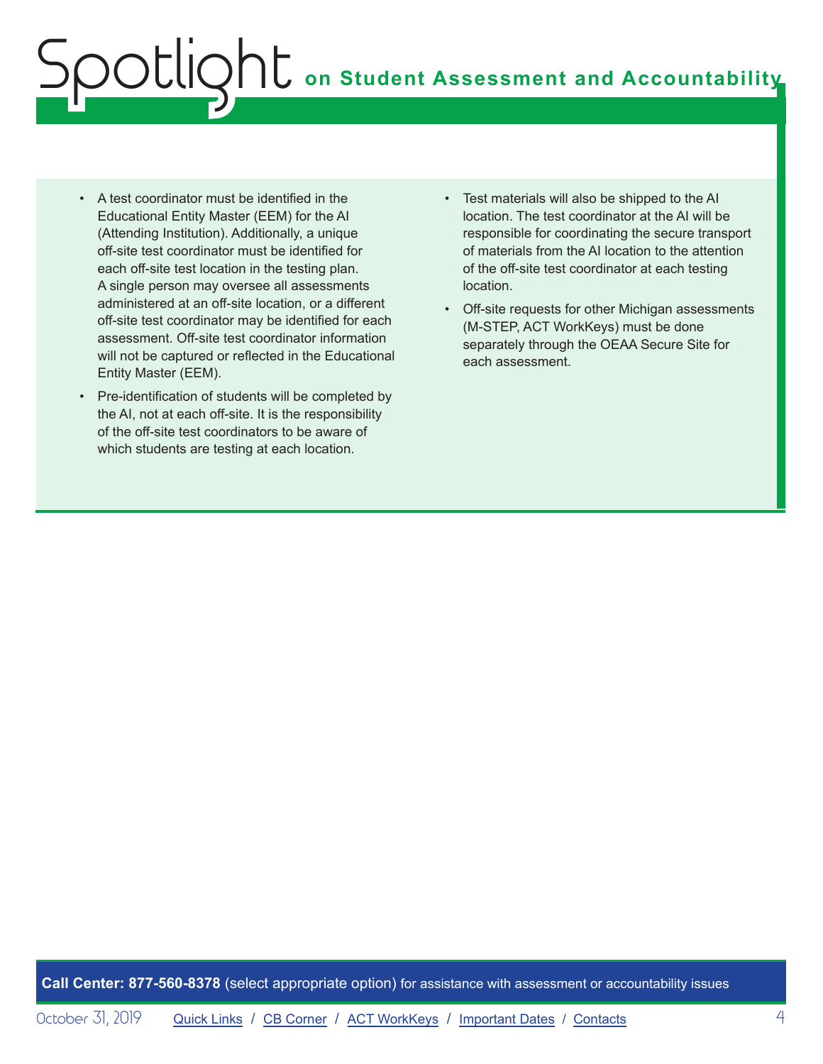- A test coordinator must be identified in the Educational Entity Master (EEM) for the AI (Attending Institution). Additionally, a unique off-site test coordinator must be identified for each off-site test location in the testing plan. A single person may oversee all assessments administered at an off-site location, or a different off-site test coordinator may be identified for each assessment. Off-site test coordinator information will not be captured or reflected in the Educational Entity Master (EEM).
- Pre-identification of students will be completed by the AI, not at each off-site. It is the responsibility of the off-site test coordinators to be aware of which students are testing at each location.
- Test materials will also be shipped to the AI location. The test coordinator at the AI will be responsible for coordinating the secure transport of materials from the AI location to the attention of the off-site test coordinator at each testing location.
- Off-site requests for other Michigan assessments (M-STEP, ACT WorkKeys) must be done separately through the OEAA Secure Site for each assessment.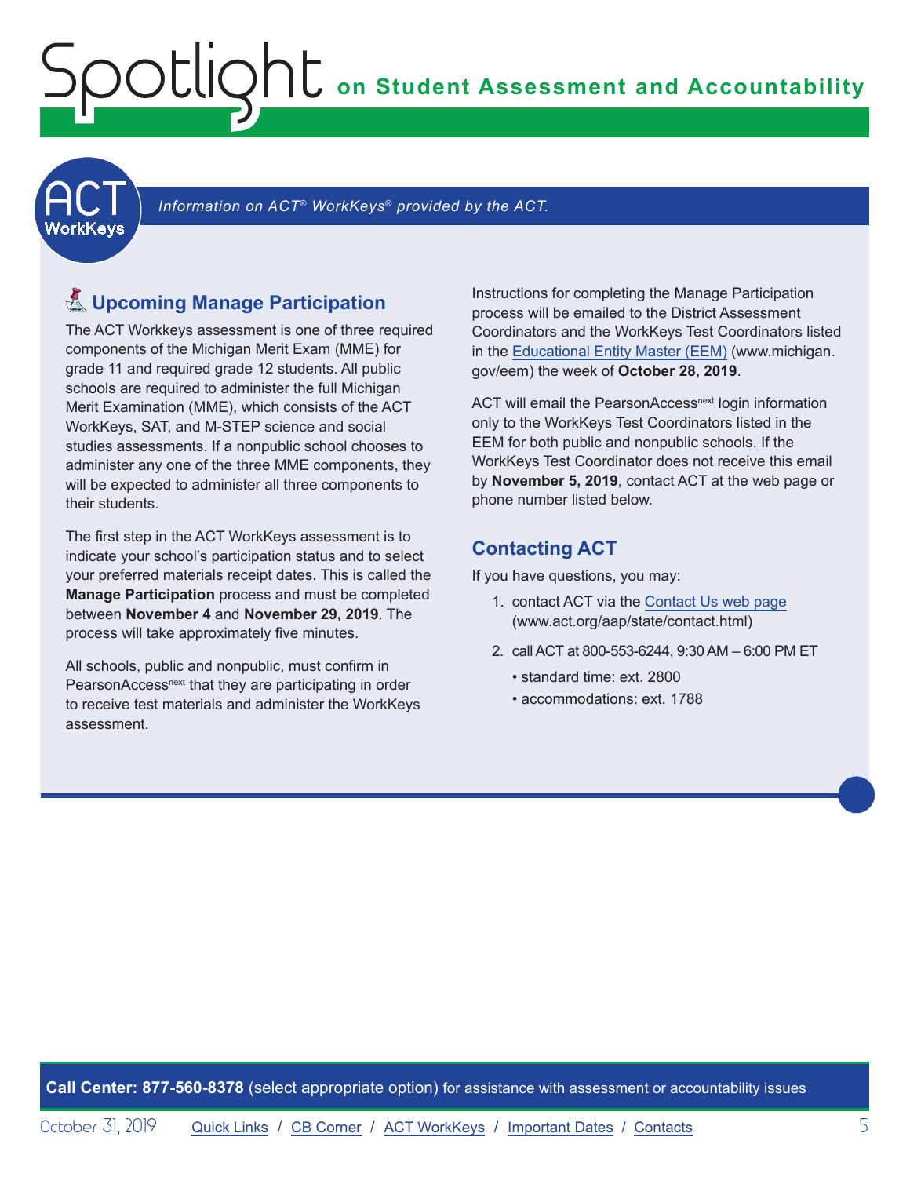# Spotlight on Student Assessment and Accountability

## ACT WorkKeys

*Information on ACT® WorkKeys® provided by the ACT.*

### Upcoming Manage Participation

The ACT Workkeys assessment is one of three required components of the Michigan Merit Exam (MME) for grade 11 and required grade 12 students. All public schools are required to administer the full Michigan Merit Examination (MME), which consists of the ACT WorkKeys, SAT, and M-STEP science and social studies assessments. If a nonpublic school chooses to administer any one of the three MME components, they will be expected to administer all three components to their students.

The first step in the ACT WorkKeys assessment is to indicate your school's participation status and to select your preferred materials receipt dates. This is called the **Manage Participation** process and must be completed between **November 4** and **November 29, 2019**. The process will take approximately five minutes.

All schools, public and nonpublic, must confirm in PearsonAccess[next] that they are participating in order to receive test materials and administer the WorkKeys assessment.

Instructions for completing the Manage Participation process will be emailed to the District Assessment Coordinators and the WorkKeys Test Coordinators listed in the Educational Entity Master (EEM) (www.michigan.gov/eem) the week of **October 28, 2019**.

ACT will email the PearsonAccess[next] login information only to the WorkKeys Test Coordinators listed in the EEM for both public and nonpublic schools. If the WorkKeys Test Coordinator does not receive this email by **November 5, 2019**, contact ACT at the web page or phone number listed below.

### Contacting ACT

If you have questions, you may:

1. contact ACT via the Contact Us web page (www.act.org/aap/state/contact.html)
2. call ACT at 800-553-6244, 9:30 AM – 6:00 PM ET
   - standard time: ext. 2800
   - accommodations: ext. 1788

**Call Center: 877-560-8378** (select appropriate option) for assistance with assessment or accountability issues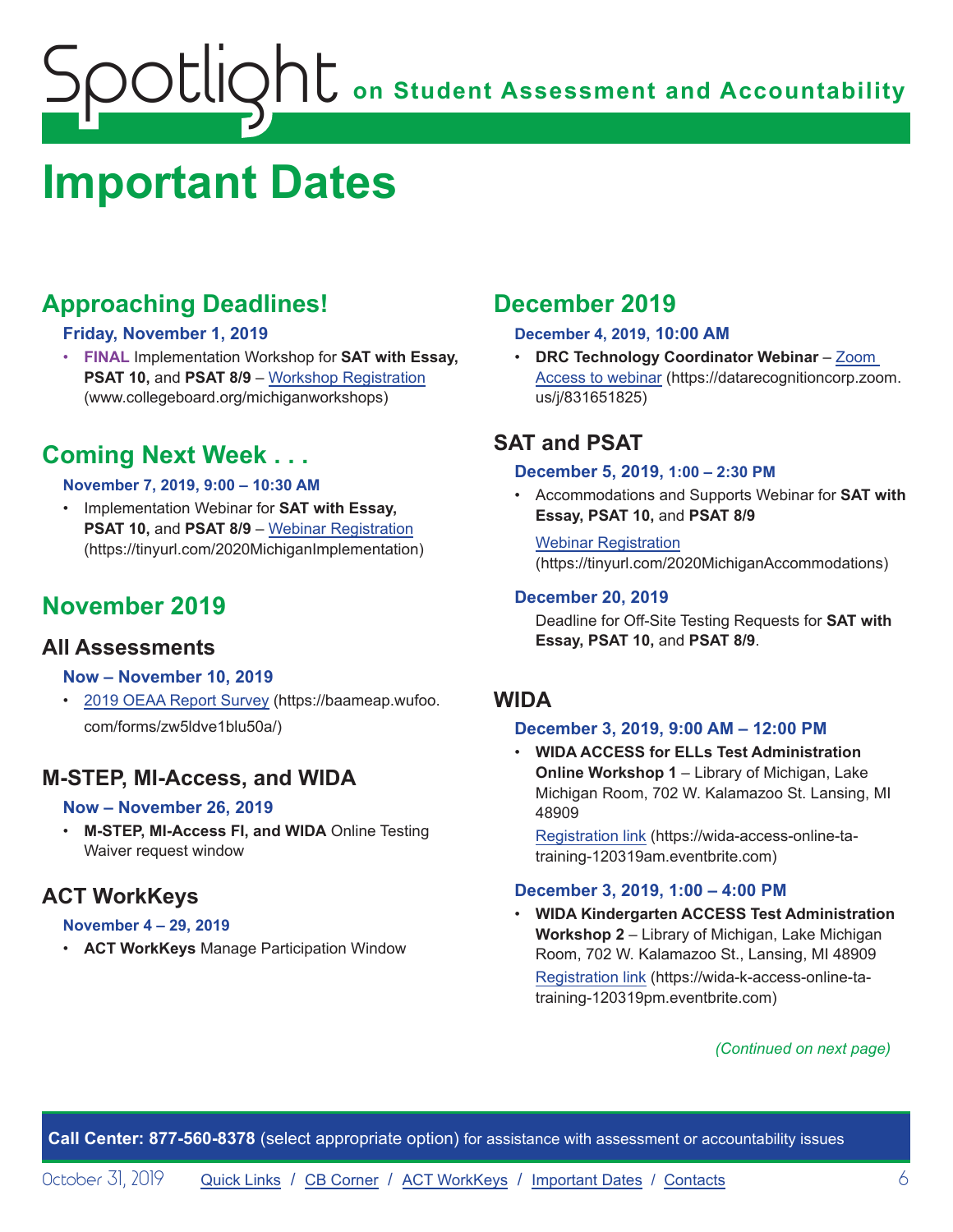# Important Dates

## Approaching Deadlines!

### Friday, November 1, 2019

- **FINAL** Implementation Workshop for **SAT with Essay, PSAT 10,** and **PSAT 8/9** – Workshop Registration (www.collegeboard.org/michiganworkshops)

## Coming Next Week . . .

### November 7, 2019, 9:00 – 10:30 AM

- Implementation Webinar for **SAT with Essay, PSAT 10,** and **PSAT 8/9** – Webinar Registration (https://tinyurl.com/2020MichiganImplementation)

## November 2019

### All Assessments

#### Now – November 10, 2019

- 2019 OEAA Report Survey (https://baameap.wufoo.com/forms/zw5ldve1blu50a/)

### M-STEP, MI-Access, and WIDA

#### Now – November 26, 2019

- **M-STEP, MI-Access FI, and WIDA** Online Testing Waiver request window

### ACT WorkKeys

#### November 4 – 29, 2019

- **ACT WorkKeys** Manage Participation Window

## December 2019

#### December 4, 2019, 10:00 AM

- **DRC Technology Coordinator Webinar** – Zoom Access to webinar (https://datarecognitioncorp.zoom.us/j/831651825)

### SAT and PSAT

#### December 5, 2019, 1:00 – 2:30 PM

- Accommodations and Supports Webinar for **SAT with Essay, PSAT 10,** and **PSAT 8/9**

  Webinar Registration (https://tinyurl.com/2020MichiganAccommodations)

#### December 20, 2019

Deadline for Off-Site Testing Requests for **SAT with Essay, PSAT 10,** and **PSAT 8/9**.

### WIDA

#### December 3, 2019, 9:00 AM – 12:00 PM

- **WIDA ACCESS for ELLs Test Administration Online Workshop 1** – Library of Michigan, Lake Michigan Room, 702 W. Kalamazoo St. Lansing, MI 48909

  Registration link (https://wida-access-online-ta-training-120319am.eventbrite.com)

#### December 3, 2019, 1:00 – 4:00 PM

- **WIDA Kindergarten ACCESS Test Administration Workshop 2** – Library of Michigan, Lake Michigan Room, 702 W. Kalamazoo St., Lansing, MI 48909

  Registration link (https://wida-k-access-online-ta-training-120319pm.eventbrite.com)

*(Continued on next page)*

**Call Center: 877-560-8378** (select appropriate option) for assistance with assessment or accountability issues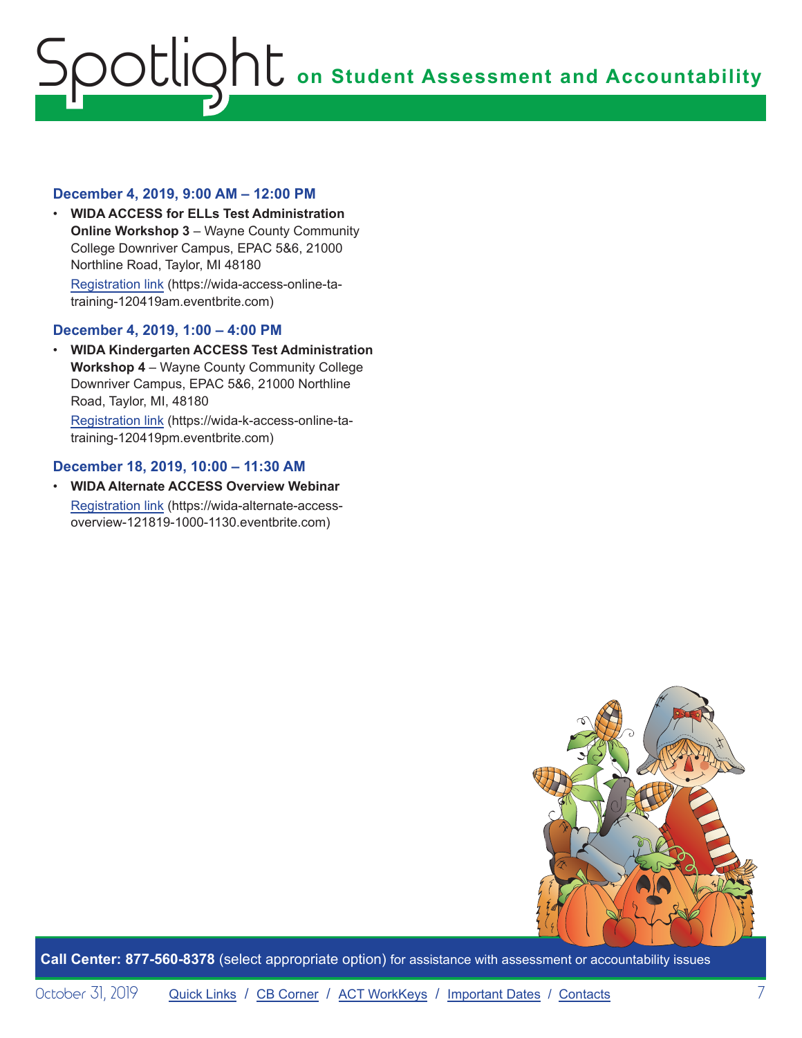### December 4, 2019, 9:00 AM – 12:00 PM

- **WIDA ACCESS for ELLs Test Administration Online Workshop 3** – Wayne County Community College Downriver Campus, EPAC 5&6, 21000 Northline Road, Taylor, MI 48180
  Registration link (https://wida-access-online-ta-training-120419am.eventbrite.com)

### December 4, 2019, 1:00 – 4:00 PM

- **WIDA Kindergarten ACCESS Test Administration Workshop 4** – Wayne County Community College Downriver Campus, EPAC 5&6, 21000 Northline Road, Taylor, MI, 48180
  Registration link (https://wida-k-access-online-ta-training-120419pm.eventbrite.com)

### December 18, 2019, 10:00 – 11:30 AM

- **WIDA Alternate ACCESS Overview Webinar**
  Registration link (https://wida-alternate-access-overview-121819-1000-1130.eventbrite.com)

**Call Center: 877-560-8378** (select appropriate option) for assistance with assessment or accountability issues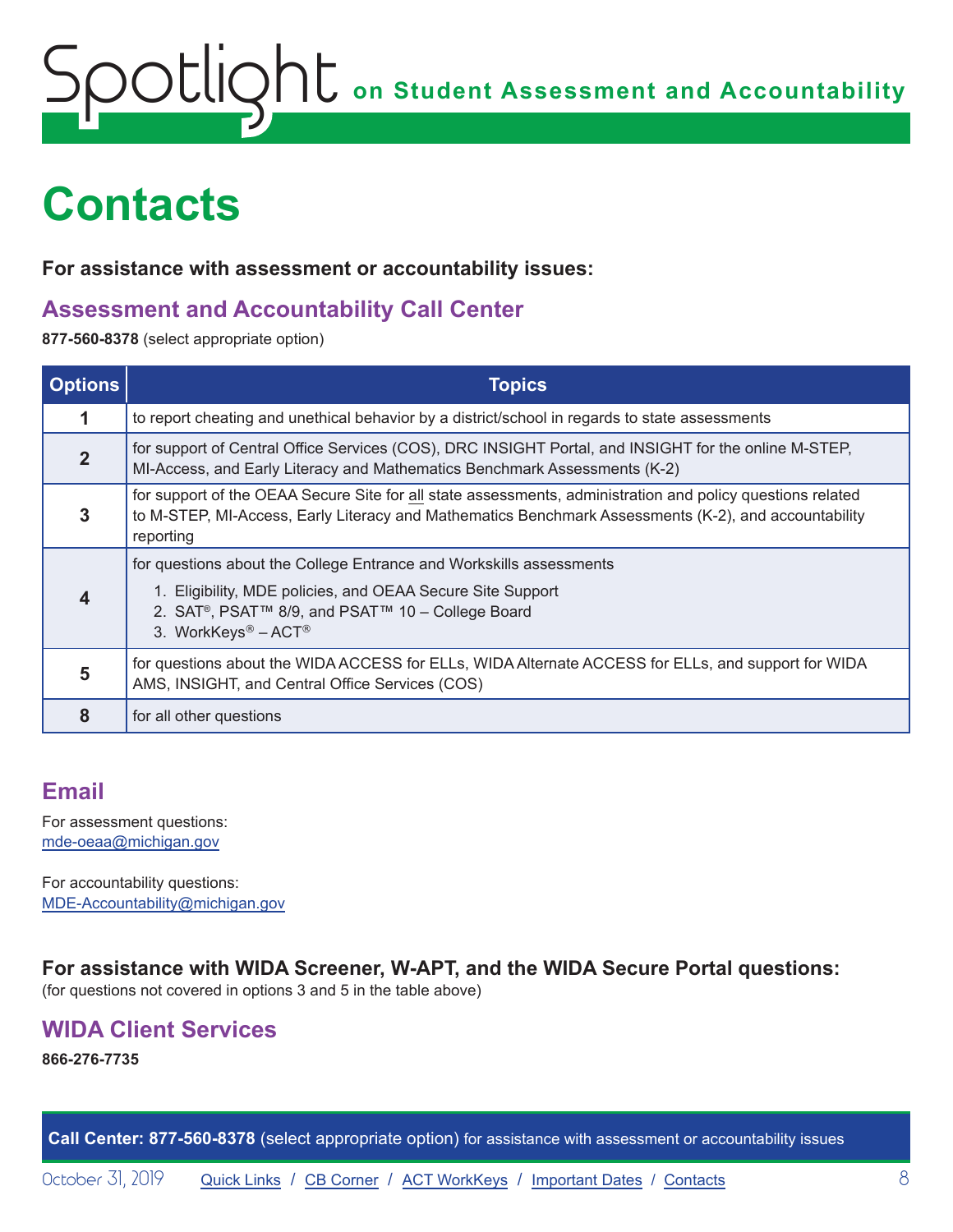# Contacts

**For assistance with assessment or accountability issues:**

## Assessment and Accountability Call Center

**877-560-8378** (select appropriate option)

| Options | Topics |
|---|---|
| 1 | to report cheating and unethical behavior by a district/school in regards to state assessments |
| 2 | for support of Central Office Services (COS), DRC INSIGHT Portal, and INSIGHT for the online M-STEP, MI-Access, and Early Literacy and Mathematics Benchmark Assessments (K-2) |
| 3 | for support of the OEAA Secure Site for all state assessments, administration and policy questions related to M-STEP, MI-Access, Early Literacy and Mathematics Benchmark Assessments (K-2), and accountability reporting |
| 4 | for questions about the College Entrance and Workskills assessments<br>1. Eligibility, MDE policies, and OEAA Secure Site Support<br>2. SAT®, PSAT™ 8/9, and PSAT™ 10 – College Board<br>3. WorkKeys® – ACT® |
| 5 | for questions about the WIDA ACCESS for ELLs, WIDA Alternate ACCESS for ELLs, and support for WIDA AMS, INSIGHT, and Central Office Services (COS) |
| 8 | for all other questions |

## Email

For assessment questions:
mde-oeaa@michigan.gov

For accountability questions:
MDE-Accountability@michigan.gov

**For assistance with WIDA Screener, W-APT, and the WIDA Secure Portal questions:**
(for questions not covered in options 3 and 5 in the table above)

## WIDA Client Services

**866-276-7735**

**Call Center: 877-560-8378** (select appropriate option) for assistance with assessment or accountability issues